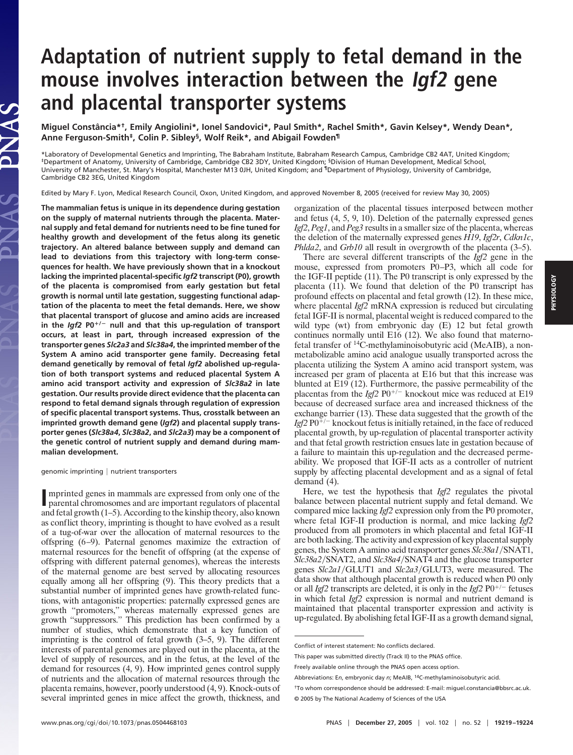# Adaptation of nutrient supply to fetal demand in the mouse involves interaction between the *Igf2* gene and placental transporter systems

Miguel Constância*[†], Emily Angiolini*, Ionel Sandovici*, Paul Smith*, Rachel Smith*, Gavin Kelsey*, Wendy Dean*, Anne Ferguson-Smith[‡], Colin P. Sibley[§], Wolf Reik*, and Abigail Fowden[¶]

*Laboratory of Developmental Genetics and Imprinting, The Babraham Institute, Babraham Research Campus, Cambridge CB2 4AT, United Kingdom; [‡]Department of Anatomy, University of Cambridge, Cambridge CB2 3DY, United Kingdom; [§]Division of Human Development, Medical School, University of Manchester, St. Mary's Hospital, Manchester M13 0JH, United Kingdom; and [¶]Department of Physiology, University of Cambridge, Cambridge CB2 3EG, United Kingdom

Edited by Mary F. Lyon, Medical Research Council, Oxon, United Kingdom, and approved November 8, 2005 (received for review May 30, 2005)

**The mammalian fetus is unique in its dependence during gestation on the supply of maternal nutrients through the placenta. Maternal supply and fetal demand for nutrients need to be fine tuned for healthy growth and development of the fetus along its genetic trajectory. An altered balance between supply and demand can lead to deviations from this trajectory with long-term consequences for health. We have previously shown that in a knockout lacking the imprinted placental-specific *Igf2* transcript (P0), growth of the placenta is compromised from early gestation but fetal growth is normal until late gestation, suggesting functional adaptation of the placenta to meet the fetal demands. Here, we show that placental transport of glucose and amino acids are increased in the *Igf2* P0$^{+/-}$ null and that this up-regulation of transport occurs, at least in part, through increased expression of the transporter genes *Slc2a3* and *Slc38a4*, the imprinted member of the System A amino acid transporter gene family. Decreasing fetal demand genetically by removal of fetal *Igf2* abolished up-regulation of both transport systems and reduced placental System A amino acid transport activity and expression of *Slc38a2* in late gestation. Our results provide direct evidence that the placenta can respond to fetal demand signals through regulation of expression of specific placental transport systems. Thus, crosstalk between an imprinted growth demand gene (*Igf2*) and placental supply transporter genes (*Slc38a4*, *Slc38a2*, and *Slc2a3*) may be a component of the genetic control of nutrient supply and demand during mammalian development.**

genomic imprinting | nutrient transporters

Imprinted genes in mammals are expressed from only one of the parental chromosomes and are important regulators of placental and fetal growth (1–5). According to the kinship theory, also known as conflict theory, imprinting is thought to have evolved as a result of a tug-of-war over the allocation of maternal resources to the offspring (6–9). Paternal genomes maximize the extraction of maternal resources for the benefit of offspring (at the expense of offspring with different paternal genomes), whereas the interests of the maternal genome are best served by allocating resources equally among all her offspring (9). This theory predicts that a substantial number of imprinted genes have growth-related functions, with antagonistic properties: paternally expressed genes are growth "promoters," whereas maternally expressed genes are growth "suppressors." This prediction has been confirmed by a number of studies, which demonstrate that a key function of imprinting is the control of fetal growth (3–5, 9). The different interests of parental genomes are played out in the placenta, at the level of supply of resources, and in the fetus, at the level of the demand for resources (4, 9). How imprinted genes control supply of nutrients and the allocation of maternal resources through the placenta remains, however, poorly understood (4, 9). Knock-outs of several imprinted genes in mice affect the growth, thickness, and organization of the placental tissues interposed between mother and fetus (4, 5, 9, 10). Deletion of the paternally expressed genes *Igf2*, *Peg1*, and *Peg3* results in a smaller size of the placenta, whereas the deletion of the maternally expressed genes *H19*, *Igf2r*, *Cdkn1c*, *Phlda2*, and *Grb10* all result in overgrowth of the placenta (3–5).

There are several different transcripts of the *Igf2* gene in the mouse, expressed from promoters P0–P3, which all code for the IGF-II peptide (11). The P0 transcript is only expressed by the placenta (11). We found that deletion of the P0 transcript has profound effects on placental and fetal growth (12). In these mice, where placental *Igf2* mRNA expression is reduced but circulating fetal IGF-II is normal, placental weight is reduced compared to the wild type (wt) from embryonic day (E) 12 but fetal growth continues normally until E16 (12). We also found that materno-fetal transfer of $^{14}$C-methylaminoisobutyric acid (MeAIB), a non-metabolizable amino acid analogue usually transported across the placenta utilizing the System A amino acid transport system, was increased per gram of placenta at E16 but that this increase was blunted at E19 (12). Furthermore, the passive permeability of the placentas from the *Igf2* P0$^{+/-}$ knockout mice was reduced at E19 because of decreased surface area and increased thickness of the exchange barrier (13). These data suggested that the growth of the *Igf2* P0$^{+/-}$ knockout fetus is initially retained, in the face of reduced placental growth, by up-regulation of placental transporter activity and that fetal growth restriction ensues late in gestation because of a failure to maintain this up-regulation and the decreased permeability. We proposed that IGF-II acts as a controller of nutrient supply by affecting placental development and as a signal of fetal demand (4).

Here, we test the hypothesis that *Igf2* regulates the pivotal balance between placental nutrient supply and fetal demand. We compared mice lacking *Igf2* expression only from the P0 promoter, where fetal IGF-II production is normal, and mice lacking *Igf2* produced from all promoters in which placental and fetal IGF-II are both lacking. The activity and expression of key placental supply genes, the System A amino acid transporter genes *Slc38a1*/SNAT1, *Slc38a2*/SNAT2, and *Slc38a4*/SNAT4 and the glucose transporter genes *Slc2a1*/GLUT1 and *Slc2a3*/GLUT3, were measured. The data show that although placental growth is reduced when P0 only or all *Igf2* transcripts are deleted, it is only in the *Igf2* P0$^{+/-}$ fetuses in which fetal *Igf2* expression is normal and nutrient demand is maintained that placental transporter expression and activity is up-regulated. By abolishing fetal IGF-II as a growth demand signal,

Conflict of interest statement: No conflicts declared.

This paper was submitted directly (Track II) to the PNAS office.

Freely available online through the PNAS open access option.

Abbreviations: E*n*, embryonic day *n*; MeAIB, $^{14}$C-methylaminoisobutyric acid.

[†]To whom correspondence should be addressed: E-mail: miguel.constancia@bbsrc.ac.uk.

© 2005 by The National Academy of Sciences of the USA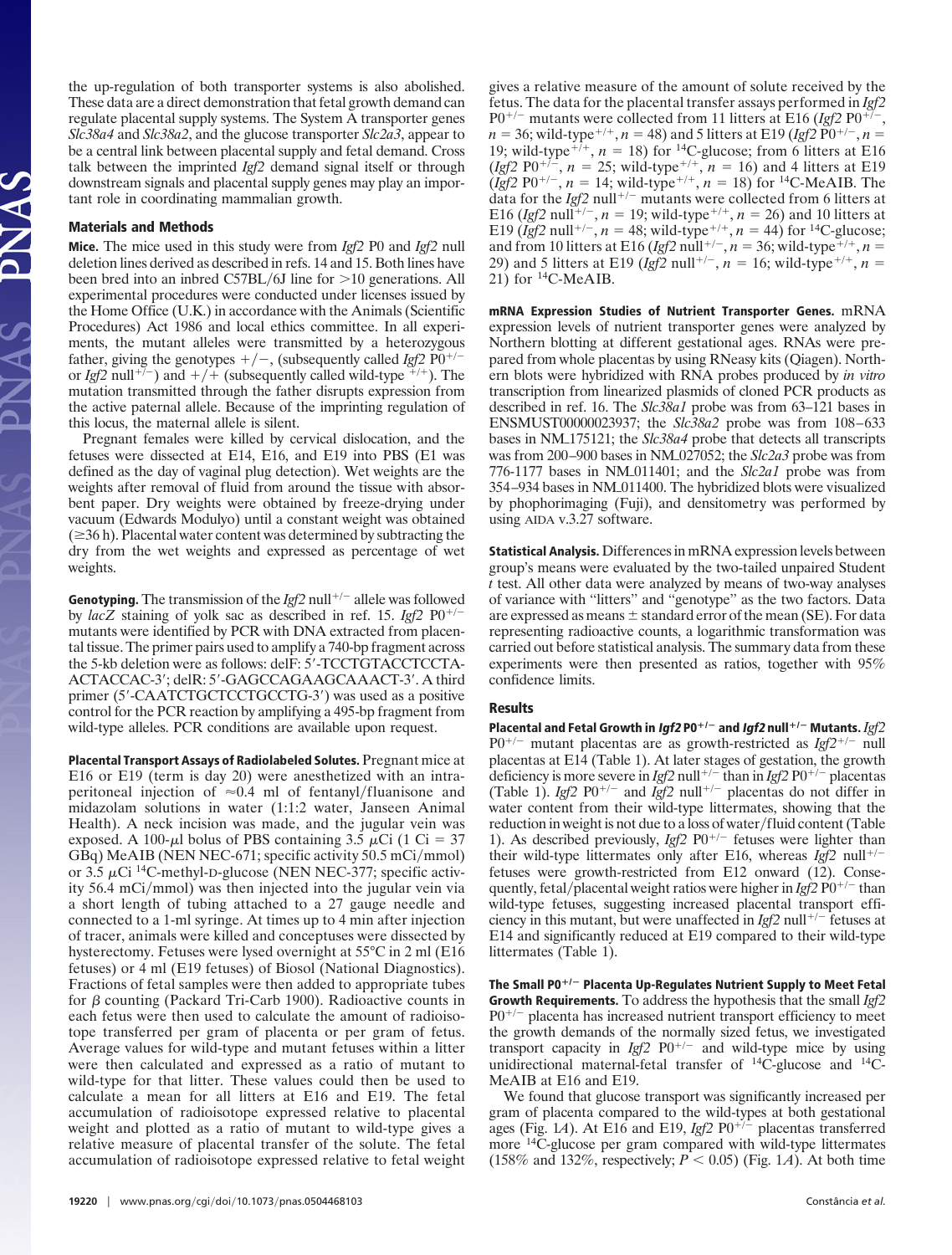the up-regulation of both transporter systems is also abolished. These data are a direct demonstration that fetal growth demand can regulate placental supply systems. The System A transporter genes *Slc38a4* and *Slc38a2*, and the glucose transporter *Slc2a3*, appear to be a central link between placental supply and fetal demand. Cross talk between the imprinted *Igf2* demand signal itself or through downstream signals and placental supply genes may play an important role in coordinating mammalian growth.

## Materials and Methods

**Mice.** The mice used in this study were from *Igf2* P0 and *Igf2* null deletion lines derived as described in refs. 14 and 15. Both lines have been bred into an inbred C57BL/6J line for >10 generations. All experimental procedures were conducted under licenses issued by the Home Office (U.K.) in accordance with the Animals (Scientific Procedures) Act 1986 and local ethics committee. In all experiments, the mutant alleles were transmitted by a heterozygous father, giving the genotypes +/−, (subsequently called *Igf2* P0$^{+/-}$ or *Igf2* null$^{+/-}$) and +/+ (subsequently called wild-type $^{+/+}$). The mutation transmitted through the father disrupts expression from the active paternal allele. Because of the imprinting regulation of this locus, the maternal allele is silent.

Pregnant females were killed by cervical dislocation, and the fetuses were dissected at E14, E16, and E19 into PBS (E1 was defined as the day of vaginal plug detection). Wet weights are the weights after removal of fluid from around the tissue with absorbent paper. Dry weights were obtained by freeze-drying under vacuum (Edwards Modulyo) until a constant weight was obtained (≥36 h). Placental water content was determined by subtracting the dry from the wet weights and expressed as percentage of wet weights.

**Genotyping.** The transmission of the *Igf2* null$^{+/-}$ allele was followed by *lacZ* staining of yolk sac as described in ref. 15. *Igf2* P0$^{+/-}$ mutants were identified by PCR with DNA extracted from placental tissue. The primer pairs used to amplify a 740-bp fragment across the 5-kb deletion were as follows: delF: 5′-TCCTGTACCTCCTA-ACTACCAC-3′; delR: 5′-GAGCCAGAAGCAAACT-3′. A third primer (5′-CAATCTGCTCCTGCCTG-3′) was used as a positive control for the PCR reaction by amplifying a 495-bp fragment from wild-type alleles. PCR conditions are available upon request.

**Placental Transport Assays of Radiolabeled Solutes.** Pregnant mice at E16 or E19 (term is day 20) were anesthetized with an intraperitoneal injection of ≈0.4 ml of fentanyl/fluanisone and midazolam solutions in water (1:1:2 water, Janseen Animal Health). A neck incision was made, and the jugular vein was exposed. A 100-μl bolus of PBS containing 3.5 μCi (1 Ci = 37 GBq) MeAIB (NEN NEC-671; specific activity 50.5 mCi/mmol) or 3.5 μCi $^{14}$C-methyl-D-glucose (NEN NEC-377; specific activity 56.4 mCi/mmol) was then injected into the jugular vein via a short length of tubing attached to a 27 gauge needle and connected to a 1-ml syringe. At times up to 4 min after injection of tracer, animals were killed and conceptuses were dissected by hysterectomy. Fetuses were lysed overnight at 55°C in 2 ml (E16 fetuses) or 4 ml (E19 fetuses) of Biosol (National Diagnostics). Fractions of fetal samples were then added to appropriate tubes for β counting (Packard Tri-Carb 1900). Radioactive counts in each fetus were then used to calculate the amount of radioisotope transferred per gram of placenta or per gram of fetus. Average values for wild-type and mutant fetuses within a litter were then calculated and expressed as a ratio of mutant to wild-type for that litter. These values could then be used to calculate a mean for all litters at E16 and E19. The fetal accumulation of radioisotope expressed relative to placental weight and plotted as a ratio of mutant to wild-type gives a relative measure of placental transfer of the solute. The fetal accumulation of radioisotope expressed relative to fetal weight gives a relative measure of the amount of solute received by the fetus. The data for the placental transfer assays performed in *Igf2* P0$^{+/-}$ mutants were collected from 11 litters at E16 (*Igf2* P0$^{+/-}$, $n$ = 36; wild-type$^{+/+}$, $n$ = 48) and 5 litters at E19 (*Igf2* P0$^{+/-}$, $n$ = 19; wild-type$^{+/+}$, $n$ = 18) for $^{14}$C-glucose; from 6 litters at E16 (*Igf2* P0$^{+/-}$, $n$ = 25; wild-type$^{+/+}$, $n$ = 16) and 4 litters at E19 (*Igf2* P0$^{+/-}$, $n$ = 14; wild-type$^{+/+}$, $n$ = 18) for $^{14}$C-MeAIB. The data for the *Igf2* null$^{+/-}$ mutants were collected from 6 litters at E16 (*Igf2* null$^{+/-}$, $n$ = 19; wild-type$^{+/+}$, $n$ = 26) and 10 litters at E19 (*Igf2* null$^{+/-}$, $n$ = 48; wild-type$^{+/+}$, $n$ = 44) for $^{14}$C-glucose; and from 10 litters at E16 (*Igf2* null$^{+/-}$, $n$ = 36; wild-type$^{+/+}$, $n$ = 29) and 5 litters at E19 (*Igf2* null$^{+/-}$, $n$ = 16; wild-type$^{+/+}$, $n$ = 21) for $^{14}$C-MeAIB.

**mRNA Expression Studies of Nutrient Transporter Genes.** mRNA expression levels of nutrient transporter genes were analyzed by Northern blotting at different gestational ages. RNAs were prepared from whole placentas by using RNeasy kits (Qiagen). Northern blots were hybridized with RNA probes produced by *in vitro* transcription from linearized plasmids of cloned PCR products as described in ref. 16. The *Slc38a1* probe was from 63–121 bases in ENSMUST00000023937; the *Slc38a2* probe was from 108–633 bases in NM_175121; the *Slc38a4* probe that detects all transcripts was from 200–900 bases in NM_027052; the *Slc2a3* probe was from 776-1177 bases in NM_011401; and the *Slc2a1* probe was from 354–934 bases in NM_011400. The hybridized blots were visualized by phophorimaging (Fuji), and densitometry was performed by using AIDA v.3.27 software.

**Statistical Analysis.** Differences in mRNA expression levels between group's means were evaluated by the two-tailed unpaired Student *t* test. All other data were analyzed by means of two-way analyses of variance with "litters" and "genotype" as the two factors. Data are expressed as means ± standard error of the mean (SE). For data representing radioactive counts, a logarithmic transformation was carried out before statistical analysis. The summary data from these experiments were then presented as ratios, together with 95% confidence limits.

## Results

**Placental and Fetal Growth in *Igf2* P0$^{+/-}$ and *Igf2* null$^{+/-}$ Mutants.** *Igf2* P0$^{+/-}$ mutant placentas are as growth-restricted as *Igf2*$^{+/-}$ null placentas at E14 (Table 1). At later stages of gestation, the growth deficiency is more severe in *Igf2* null$^{+/-}$ than in *Igf2* P0$^{+/-}$ placentas (Table 1). *Igf2* P0$^{+/-}$ and *Igf2* null$^{+/-}$ placentas do not differ in water content from their wild-type littermates, showing that the reduction in weight is not due to a loss of water/fluid content (Table 1). As described previously, *Igf2* P0$^{+/-}$ fetuses were lighter than their wild-type littermates only after E16, whereas *Igf2* null$^{+/-}$ fetuses were growth-restricted from E12 onward (12). Consequently, fetal/placental weight ratios were higher in *Igf2* P0$^{+/-}$ than wild-type fetuses, suggesting increased placental transport efficiency in this mutant, but were unaffected in *Igf2* null$^{+/-}$ fetuses at E14 and significantly reduced at E19 compared to their wild-type littermates (Table 1).

**The Small P0$^{+/-}$ Placenta Up-Regulates Nutrient Supply to Meet Fetal Growth Requirements.** To address the hypothesis that the small *Igf2* P0$^{+/-}$ placenta has increased nutrient transport efficiency to meet the growth demands of the normally sized fetus, we investigated transport capacity in *Igf2* P0$^{+/-}$ and wild-type mice by using unidirectional maternal-fetal transfer of $^{14}$C-glucose and $^{14}$C-MeAIB at E16 and E19.

We found that glucose transport was significantly increased per gram of placenta compared to the wild-types at both gestational ages (Fig. 1*A*). At E16 and E19, *Igf2* P0$^{+/-}$ placentas transferred more $^{14}$C-glucose per gram compared with wild-type littermates (158% and 132%, respectively; $P < 0.05$) (Fig. 1*A*). At both time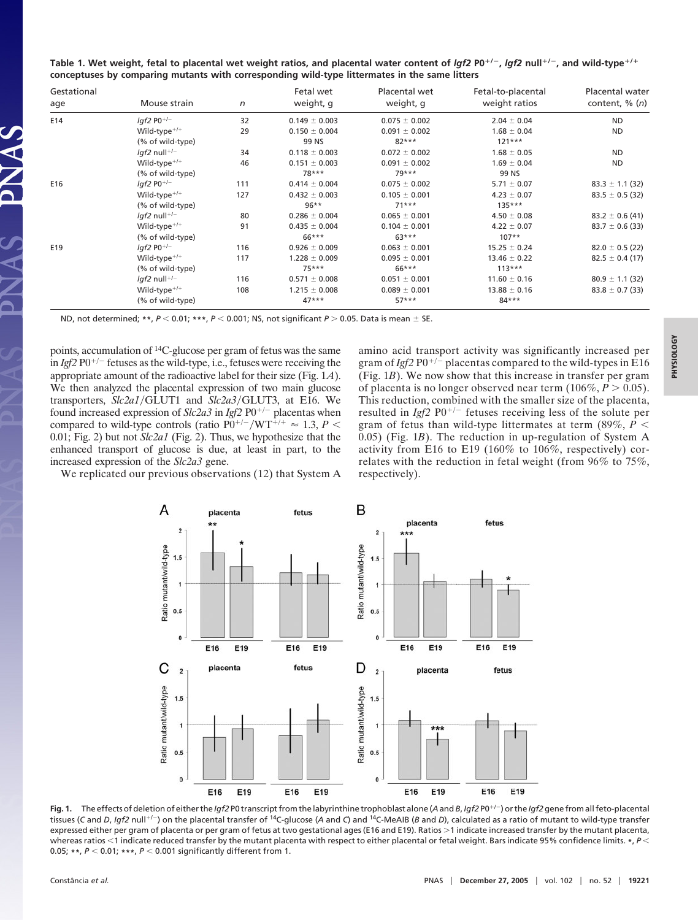**Table 1. Wet weight, fetal to placental wet weight ratios, and placental water content of *Igf2* P0$^{+/-}$, *Igf2* null$^{+/-}$, and wild-type$^{+/+}$ conceptuses by comparing mutants with corresponding wild-type littermates in the same litters**

| Gestational age | Mouse strain | *n* | Fetal wet weight, g | Placental wet weight, g | Fetal-to-placental weight ratios | Placental water content, % (*n*) |
|---|---|---|---|---|---|---|
| E14 | *Igf2* P0$^{+/-}$ | 32 | 0.149 ± 0.003 | 0.075 ± 0.002 | 2.04 ± 0.04 | ND |
| | Wild-type$^{+/+}$ | 29 | 0.150 ± 0.004 | 0.091 ± 0.002 | 1.68 ± 0.04 | ND |
| | (% of wild-type) | | 99 NS | 82*** | 121*** | |
| | *Igf2* null$^{+/-}$ | 34 | 0.118 ± 0.003 | 0.072 ± 0.002 | 1.68 ± 0.05 | ND |
| | Wild-type$^{+/+}$ | 46 | 0.151 ± 0.003 | 0.091 ± 0.002 | 1.69 ± 0.04 | ND |
| | (% of wild-type) | | 78*** | 79*** | 99 NS | |
| E16 | *Igf2* P0$^{+/-}$ | 111 | 0.414 ± 0.004 | 0.075 ± 0.002 | 5.71 ± 0.07 | 83.3 ± 1.1 (32) |
| | Wild-type$^{+/+}$ | 127 | 0.432 ± 0.003 | 0.105 ± 0.001 | 4.23 ± 0.07 | 83.5 ± 0.5 (32) |
| | (% of wild-type) | | 96** | 71*** | 135*** | |
| | *Igf2* null$^{+/-}$ | 80 | 0.286 ± 0.004 | 0.065 ± 0.001 | 4.50 ± 0.08 | 83.2 ± 0.6 (41) |
| | Wild-type$^{+/+}$ | 91 | 0.435 ± 0.004 | 0.104 ± 0.001 | 4.22 ± 0.07 | 83.7 ± 0.6 (33) |
| | (% of wild-type) | | 66*** | 63*** | 107** | |
| E19 | *Igf2* P0$^{+/-}$ | 116 | 0.926 ± 0.009 | 0.063 ± 0.001 | 15.25 ± 0.24 | 82.0 ± 0.5 (22) |
| | Wild-type$^{+/+}$ | 117 | 1.228 ± 0.009 | 0.095 ± 0.001 | 13.46 ± 0.22 | 82.5 ± 0.4 (17) |
| | (% of wild-type) | | 75*** | 66*** | 113*** | |
| | *Igf2* null$^{+/-}$ | 116 | 0.571 ± 0.008 | 0.051 ± 0.001 | 11.60 ± 0.16 | 80.9 ± 1.1 (32) |
| | Wild-type$^{+/+}$ | 108 | 1.215 ± 0.008 | 0.089 ± 0.001 | 13.88 ± 0.16 | 83.8 ± 0.7 (33) |
| | (% of wild-type) | | 47*** | 57*** | 84*** | |

ND, not determined; **, $P < 0.01$; ***, $P < 0.001$; NS, not significant $P > 0.05$. Data is mean ± SE.

points, accumulation of $^{14}$C-glucose per gram of fetus was the same in *Igf2* P0$^{+/-}$ fetuses as the wild-type, i.e., fetuses were receiving the appropriate amount of the radioactive label for their size (Fig. 1*A*). We then analyzed the placental expression of two main glucose transporters, *Slc2a1*/GLUT1 and *Slc2a3*/GLUT3, at E16. We found increased expression of *Slc2a3* in *Igf2* P0$^{+/-}$ placentas when compared to wild-type controls (ratio P0$^{+/-}$/WT$^{+/+}$ ≈ 1.3, $P < 0.01$; Fig. 2) but not *Slc2a1* (Fig. 2). Thus, we hypothesize that the enhanced transport of glucose is due, at least in part, to the increased expression of the *Slc2a3* gene.

We replicated our previous observations (12) that System A amino acid transport activity was significantly increased per gram of *Igf2* P0$^{+/-}$ placentas compared to the wild-types in E16 (Fig. 1*B*). We now show that this increase in transfer per gram of placenta is no longer observed near term (106%, $P > 0.05$). This reduction, combined with the smaller size of the placenta, resulted in *Igf2* P0$^{+/-}$ fetuses receiving less of the solute per gram of fetus than wild-type littermates at term (89%, $P < 0.05$) (Fig. 1*B*). The reduction in up-regulation of System A activity from E16 to E19 (160% to 106%, respectively) correlates with the reduction in fetal weight (from 96% to 75%, respectively).

**Fig. 1.** The effects of deletion of either the *Igf2* P0 transcript from the labyrinthine trophoblast alone (*A* and *B*, *Igf2* P0$^{+/-}$) or the *Igf2* gene from all feto-placental tissues (*C* and *D*, *Igf2* null$^{+/-}$) on the placental transfer of $^{14}$C-glucose (*A* and *C*) and $^{14}$C-MeAIB (*B* and *D*), calculated as a ratio of mutant to wild-type transfer expressed either per gram of placenta or per gram of fetus at two gestational ages (E16 and E19). Ratios >1 indicate increased transfer by the mutant placenta, whereas ratios <1 indicate reduced transfer by the mutant placenta with respect to either placental or fetal weight. Bars indicate 95% confidence limits. *, $P < 0.05$; **, $P < 0.01$; ***, $P < 0.001$ significantly different from 1.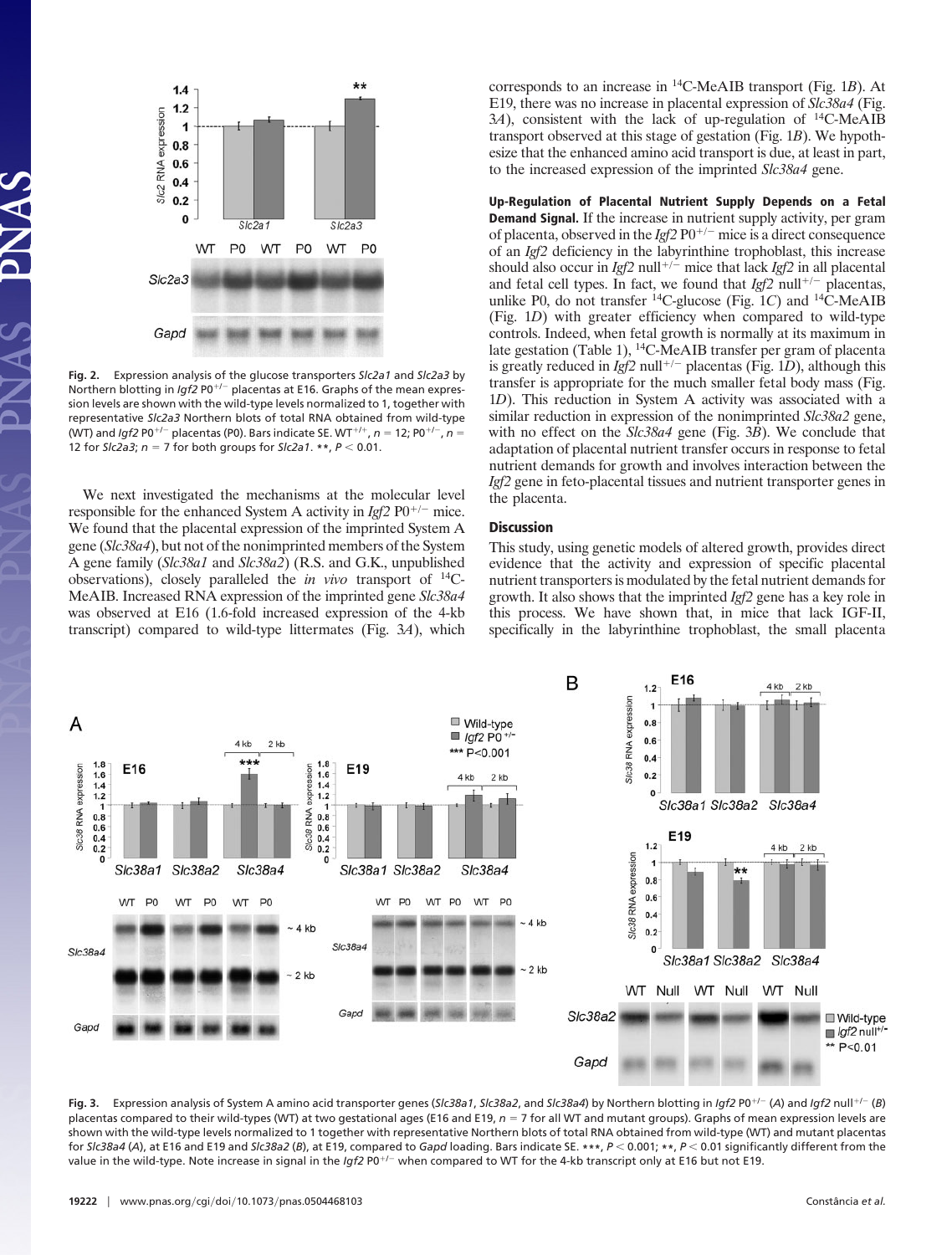Fig. 2. Expression analysis of the glucose transporters *Slc2a1* and *Slc2a3* by Northern blotting in *Igf2* P0$^{+/-}$ placentas at E16. Graphs of the mean expression levels are shown with the wild-type levels normalized to 1, together with representative *Slc2a3* Northern blots of total RNA obtained from wild-type (WT) and *Igf2* P0$^{+/-}$ placentas (P0). Bars indicate SE. WT$^{+/+}$, $n$ = 12; P0$^{+/-}$, $n$ = 12 for *Slc2a3*; $n$ = 7 for both groups for *Slc2a1*. **, $P < 0.01$.

We next investigated the mechanisms at the molecular level responsible for the enhanced System A activity in *Igf2* P0$^{+/-}$ mice. We found that the placental expression of the imprinted System A gene (*Slc38a4*), but not of the nonimprinted members of the System A gene family (*Slc38a1* and *Slc38a2*) (R.S. and G.K., unpublished observations), closely paralleled the *in vivo* transport of $^{14}$C-MeAIB. Increased RNA expression of the imprinted gene *Slc38a4* was observed at E16 (1.6-fold increased expression of the 4-kb transcript) compared to wild-type littermates (Fig. 3*A*), which corresponds to an increase in $^{14}$C-MeAIB transport (Fig. 1*B*). At E19, there was no increase in placental expression of *Slc38a4* (Fig. 3*A*), consistent with the lack of up-regulation of $^{14}$C-MeAIB transport observed at this stage of gestation (Fig. 1*B*). We hypothesize that the enhanced amino acid transport is due, at least in part, to the increased expression of the imprinted *Slc38a4* gene.

**Up-Regulation of Placental Nutrient Supply Depends on a Fetal Demand Signal.** If the increase in nutrient supply activity, per gram of placenta, observed in the *Igf2* P0$^{+/-}$ mice is a direct consequence of an *Igf2* deficiency in the labyrinthine trophoblast, this increase should also occur in *Igf2* null$^{+/-}$ mice that lack *Igf2* in all placental and fetal cell types. In fact, we found that *Igf2* null$^{+/-}$ placentas, unlike P0, do not transfer $^{14}$C-glucose (Fig. 1*C*) and $^{14}$C-MeAIB (Fig. 1*D*) with greater efficiency when compared to wild-type controls. Indeed, when fetal growth is normally at its maximum in late gestation (Table 1), $^{14}$C-MeAIB transfer per gram of placenta is greatly reduced in *Igf2* null$^{+/-}$ placentas (Fig. 1*D*), although this transfer is appropriate for the much smaller fetal body mass (Fig. 1*D*). This reduction in System A activity was associated with a similar reduction in expression of the nonimprinted *Slc38a2* gene, with no effect on the *Slc38a4* gene (Fig. 3*B*). We conclude that adaptation of placental nutrient transfer occurs in response to fetal nutrient demands for growth and involves interaction between the *Igf2* gene in feto-placental tissues and nutrient transporter genes in the placenta.

## Discussion

This study, using genetic models of altered growth, provides direct evidence that the activity and expression of specific placental nutrient transporters is modulated by the fetal nutrient demands for growth. It also shows that the imprinted *Igf2* gene has a key role in this process. We have shown that, in mice that lack IGF-II, specifically in the labyrinthine trophoblast, the small placenta

Fig. 3. Expression analysis of System A amino acid transporter genes (*Slc38a1*, *Slc38a2*, and *Slc38a4*) by Northern blotting in *Igf2* P0$^{+/-}$ (*A*) and *Igf2* null$^{+/-}$ (*B*) placentas compared to their wild-types (WT) at two gestational ages (E16 and E19, $n$ = 7 for all WT and mutant groups). Graphs of mean expression levels are shown with the wild-type levels normalized to 1 together with representative Northern blots of total RNA obtained from wild-type (WT) and mutant placentas for *Slc38a4* (*A*), at E16 and E19 and *Slc38a2* (*B*), at E19, compared to *Gapd* loading. Bars indicate SE. ***, $P < 0.001$; **, $P < 0.01$ significantly different from the value in the wild-type. Note increase in signal in the *Igf2* P0$^{+/-}$ when compared to WT for the 4-kb transcript only at E16 but not E19.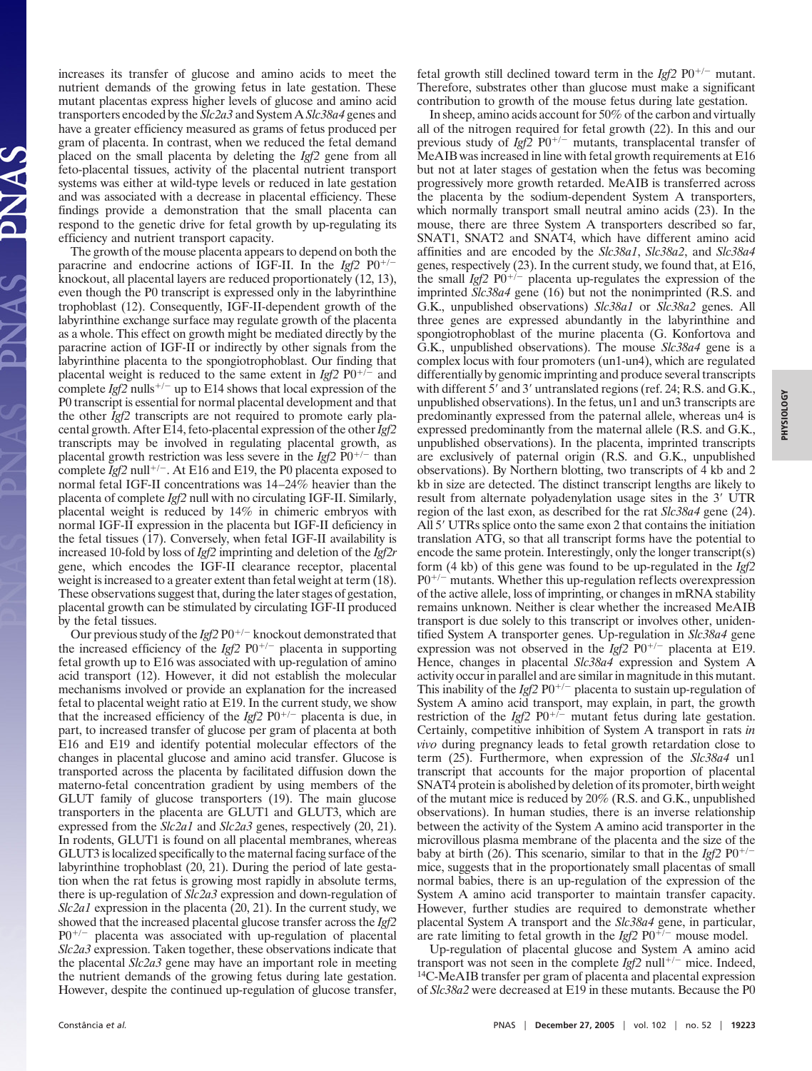increases its transfer of glucose and amino acids to meet the nutrient demands of the growing fetus in late gestation. These mutant placentas express higher levels of glucose and amino acid transporters encoded by the *Slc2a3* and System A *Slc38a4* genes and have a greater efficiency measured as grams of fetus produced per gram of placenta. In contrast, when we reduced the fetal demand placed on the small placenta by deleting the *Igf2* gene from all feto-placental tissues, activity of the placental nutrient transport systems was either at wild-type levels or reduced in late gestation and was associated with a decrease in placental efficiency. These findings provide a demonstration that the small placenta can respond to the genetic drive for fetal growth by up-regulating its efficiency and nutrient transport capacity.

The growth of the mouse placenta appears to depend on both the paracrine and endocrine actions of IGF-II. In the *Igf2* P0$^{+/-}$ knockout, all placental layers are reduced proportionately (12, 13), even though the P0 transcript is expressed only in the labyrinthine trophoblast (12). Consequently, IGF-II-dependent growth of the labyrinthine exchange surface may regulate growth of the placenta as a whole. This effect on growth might be mediated directly by the paracrine action of IGF-II or indirectly by other signals from the labyrinthine placenta to the spongiotrophoblast. Our finding that placental weight is reduced to the same extent in *Igf2* P0$^{+/-}$ and complete *Igf2* nulls$^{+/-}$ up to E14 shows that local expression of the P0 transcript is essential for normal placental development and that the other *Igf2* transcripts are not required to promote early placental growth. After E14, feto-placental expression of the other *Igf2* transcripts may be involved in regulating placental growth, as placental growth restriction was less severe in the *Igf2* P0$^{+/-}$ than complete *Igf2* null$^{+/-}$. At E16 and E19, the P0 placenta exposed to normal fetal IGF-II concentrations was 14–24% heavier than the placenta of complete *Igf2* null with no circulating IGF-II. Similarly, placental weight is reduced by 14% in chimeric embryos with normal IGF-II expression in the placenta but IGF-II deficiency in the fetal tissues (17). Conversely, when fetal IGF-II availability is increased 10-fold by loss of *Igf2* imprinting and deletion of the *Igf2r* gene, which encodes the IGF-II clearance receptor, placental weight is increased to a greater extent than fetal weight at term (18). These observations suggest that, during the later stages of gestation, placental growth can be stimulated by circulating IGF-II produced by the fetal tissues.

Our previous study of the *Igf2* P0$^{+/-}$ knockout demonstrated that the increased efficiency of the *Igf2* P0$^{+/-}$ placenta in supporting fetal growth up to E16 was associated with up-regulation of amino acid transport (12). However, it did not establish the molecular mechanisms involved or provide an explanation for the increased fetal to placental weight ratio at E19. In the current study, we show that the increased efficiency of the *Igf2* P0$^{+/-}$ placenta is due, in part, to increased transfer of glucose per gram of placenta at both E16 and E19 and identify potential molecular effectors of the changes in placental glucose and amino acid transfer. Glucose is transported across the placenta by facilitated diffusion down the materno-fetal concentration gradient by using members of the GLUT family of glucose transporters (19). The main glucose transporters in the placenta are GLUT1 and GLUT3, which are expressed from the *Slc2a1* and *Slc2a3* genes, respectively (20, 21). In rodents, GLUT1 is found on all placental membranes, whereas GLUT3 is localized specifically to the maternal facing surface of the labyrinthine trophoblast (20, 21). During the period of late gestation when the rat fetus is growing most rapidly in absolute terms, there is up-regulation of *Slc2a3* expression and down-regulation of *Slc2a1* expression in the placenta (20, 21). In the current study, we showed that the increased placental glucose transfer across the *Igf2* P0$^{+/-}$ placenta was associated with up-regulation of placental *Slc2a3* expression. Taken together, these observations indicate that the placental *Slc2a3* gene may have an important role in meeting the nutrient demands of the growing fetus during late gestation. However, despite the continued up-regulation of glucose transfer, fetal growth still declined toward term in the *Igf2* P0$^{+/-}$ mutant. Therefore, substrates other than glucose must make a significant contribution to growth of the mouse fetus during late gestation.

In sheep, amino acids account for 50% of the carbon and virtually all of the nitrogen required for fetal growth (22). In this and our previous study of *Igf2* P0$^{+/-}$ mutants, transplacental transfer of MeAIB was increased in line with fetal growth requirements at E16 but not at later stages of gestation when the fetus was becoming progressively more growth retarded. MeAIB is transferred across the placenta by the sodium-dependent System A transporters, which normally transport small neutral amino acids (23). In the mouse, there are three System A transporters described so far, SNAT1, SNAT2 and SNAT4, which have different amino acid affinities and are encoded by the *Slc38a1*, *Slc38a2*, and *Slc38a4* genes, respectively (23). In the current study, we found that, at E16, the small *Igf2* P0$^{+/-}$ placenta up-regulates the expression of the imprinted *Slc38a4* gene (16) but not the nonimprinted (R.S. and G.K., unpublished observations) *Slc38a1* or *Slc38a2* genes. All three genes are expressed abundantly in the labyrinthine and spongiotrophoblast of the murine placenta (G. Konfortova and G.K., unpublished observations). The mouse *Slc38a4* gene is a complex locus with four promoters (un1-un4), which are regulated differentially by genomic imprinting and produce several transcripts with different 5′ and 3′ untranslated regions (ref. 24; R.S. and G.K., unpublished observations). In the fetus, un1 and un3 transcripts are predominantly expressed from the paternal allele, whereas un4 is expressed predominantly from the maternal allele (R.S. and G.K., unpublished observations). In the placenta, imprinted transcripts are exclusively of paternal origin (R.S. and G.K., unpublished observations). By Northern blotting, two transcripts of 4 kb and 2 kb in size are detected. The distinct transcript lengths are likely to result from alternate polyadenylation usage sites in the 3′ UTR region of the last exon, as described for the rat *Slc38a4* gene (24). All 5′ UTRs splice onto the same exon 2 that contains the initiation translation ATG, so that all transcript forms have the potential to encode the same protein. Interestingly, only the longer transcript(s) form (4 kb) of this gene was found to be up-regulated in the *Igf2* P0$^{+/-}$ mutants. Whether this up-regulation reflects overexpression of the active allele, loss of imprinting, or changes in mRNA stability remains unknown. Neither is clear whether the increased MeAIB transport is due solely to this transcript or involves other, unidentified System A transporter genes. Up-regulation in *Slc38a4* gene expression was not observed in the *Igf2* P0$^{+/-}$ placenta at E19. Hence, changes in placental *Slc38a4* expression and System A activity occur in parallel and are similar in magnitude in this mutant. This inability of the *Igf2* P0$^{+/-}$ placenta to sustain up-regulation of System A amino acid transport, may explain, in part, the growth restriction of the *Igf2* P0$^{+/-}$ mutant fetus during late gestation. Certainly, competitive inhibition of System A transport in rats *in vivo* during pregnancy leads to fetal growth retardation close to term (25). Furthermore, when expression of the *Slc38a4* un1 transcript that accounts for the major proportion of placental SNAT4 protein is abolished by deletion of its promoter, birth weight of the mutant mice is reduced by 20% (R.S. and G.K., unpublished observations). In human studies, there is an inverse relationship between the activity of the System A amino acid transporter in the microvillous plasma membrane of the placenta and the size of the baby at birth (26). This scenario, similar to that in the *Igf2* P0$^{+/-}$ mice, suggests that in the proportionately small placentas of small normal babies, there is an up-regulation of the expression of the System A amino acid transporter to maintain transfer capacity. However, further studies are required to demonstrate whether placental System A transport and the *Slc38a4* gene, in particular, are rate limiting to fetal growth in the *Igf2* P0$^{+/-}$ mouse model.

Up-regulation of placental glucose and System A amino acid transport was not seen in the complete *Igf2* null$^{+/-}$ mice. Indeed, $^{14}$C-MeAIB transfer per gram of placenta and placental expression of *Slc38a2* were decreased at E19 in these mutants. Because the P0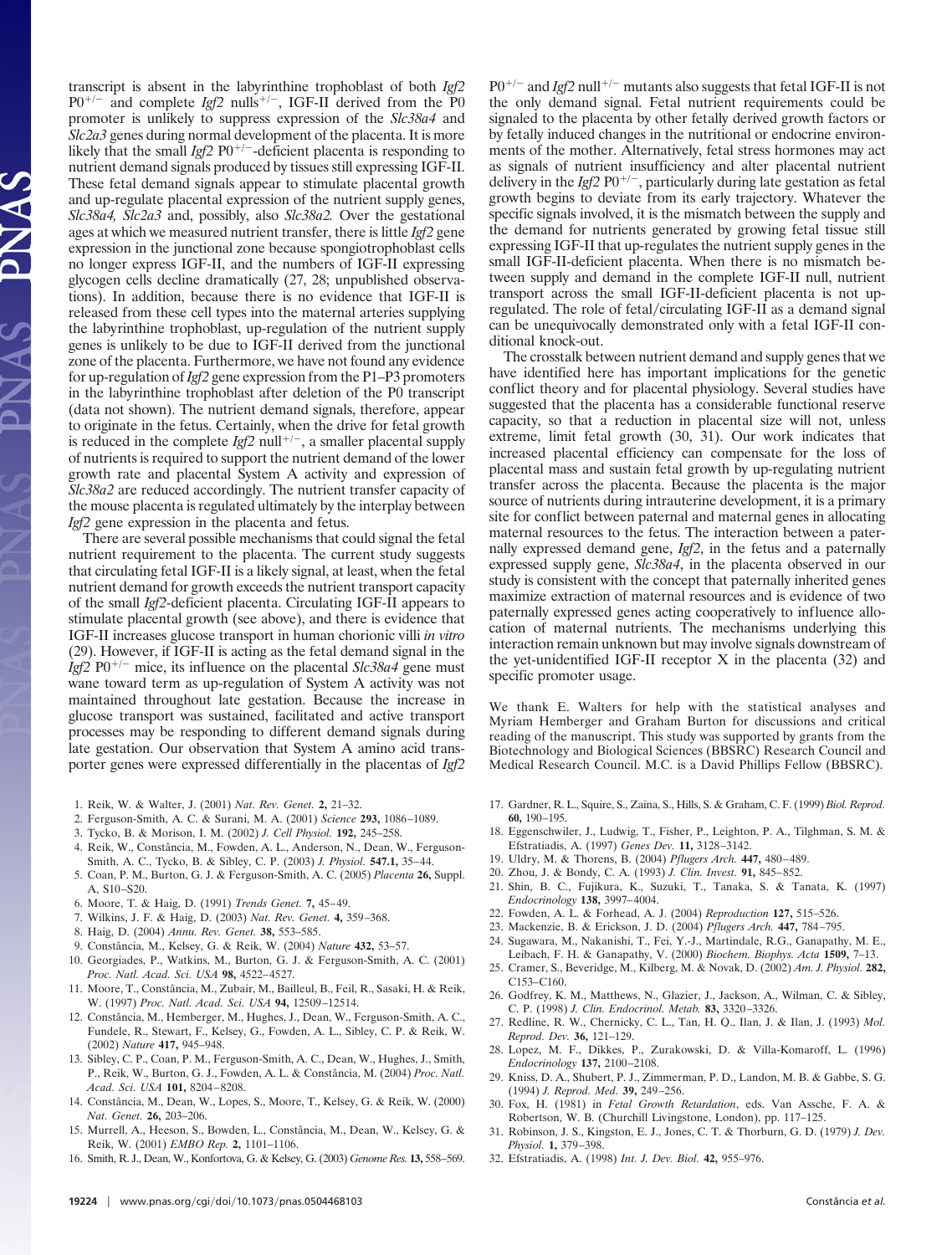transcript is absent in the labyrinthine trophoblast of both *Igf2* $P0^{+/-}$ and complete *Igf2* $nulls^{+/-}$, IGF-II derived from the P0 promoter is unlikely to suppress expression of the *Slc38a4* and *Slc2a3* genes during normal development of the placenta. It is more likely that the small *Igf2* $P0^{+/-}$-deficient placenta is responding to nutrient demand signals produced by tissues still expressing IGF-II. These fetal demand signals appear to stimulate placental growth and up-regulate placental expression of the nutrient supply genes, *Slc38a4, Slc2a3* and, possibly, also *Slc38a2.* Over the gestational ages at which we measured nutrient transfer, there is little *Igf2* gene expression in the junctional zone because spongiotrophoblast cells no longer express IGF-II, and the numbers of IGF-II expressing glycogen cells decline dramatically (27, 28; unpublished observations). In addition, because there is no evidence that IGF-II is released from these cell types into the maternal arteries supplying the labyrinthine trophoblast, up-regulation of the nutrient supply genes is unlikely to be due to IGF-II derived from the junctional zone of the placenta. Furthermore, we have not found any evidence for up-regulation of *Igf2* gene expression from the P1–P3 promoters in the labyrinthine trophoblast after deletion of the P0 transcript (data not shown). The nutrient demand signals, therefore, appear to originate in the fetus. Certainly, when the drive for fetal growth is reduced in the complete *Igf2* $null^{+/-}$, a smaller placental supply of nutrients is required to support the nutrient demand of the lower growth rate and placental System A activity and expression of *Slc38a2* are reduced accordingly. The nutrient transfer capacity of the mouse placenta is regulated ultimately by the interplay between *Igf2* gene expression in the placenta and fetus.

There are several possible mechanisms that could signal the fetal nutrient requirement to the placenta. The current study suggests that circulating fetal IGF-II is a likely signal, at least, when the fetal nutrient demand for growth exceeds the nutrient transport capacity of the small *Igf2*-deficient placenta. Circulating IGF-II appears to stimulate placental growth (see above), and there is evidence that IGF-II increases glucose transport in human chorionic villi *in vitro* (29). However, if IGF-II is acting as the fetal demand signal in the *Igf2* $P0^{+/-}$ mice, its influence on the placental *Slc38a4* gene must wane toward term as up-regulation of System A activity was not maintained throughout late gestation. Because the increase in glucose transport was sustained, facilitated and active transport processes may be responding to different demand signals during late gestation. Our observation that System A amino acid transporter genes were expressed differentially in the placentas of *Igf2* $P0^{+/-}$ and *Igf2* $null^{+/-}$ mutants also suggests that fetal IGF-II is not the only demand signal. Fetal nutrient requirements could be signaled to the placenta by other fetally derived growth factors or by fetally induced changes in the nutritional or endocrine environments of the mother. Alternatively, fetal stress hormones may act as signals of nutrient insufficiency and alter placental nutrient delivery in the *Igf2* $P0^{+/-}$, particularly during late gestation as fetal growth begins to deviate from its early trajectory. Whatever the specific signals involved, it is the mismatch between the supply and the demand for nutrients generated by growing fetal tissue still expressing IGF-II that up-regulates the nutrient supply genes in the small IGF-II-deficient placenta. When there is no mismatch between supply and demand in the complete IGF-II null, nutrient transport across the small IGF-II-deficient placenta is not up-regulated. The role of fetal/circulating IGF-II as a demand signal can be unequivocally demonstrated only with a fetal IGF-II conditional knock-out.

The crosstalk between nutrient demand and supply genes that we have identified here has important implications for the genetic conflict theory and for placental physiology. Several studies have suggested that the placenta has a considerable functional reserve capacity, so that a reduction in placental size will not, unless extreme, limit fetal growth (30, 31). Our work indicates that increased placental efficiency can compensate for the loss of placental mass and sustain fetal growth by up-regulating nutrient transfer across the placenta. Because the placenta is the major source of nutrients during intrauterine development, it is a primary site for conflict between paternal and maternal genes in allocating maternal resources to the fetus. The interaction between a paternally expressed demand gene, *Igf2*, in the fetus and a paternally expressed supply gene, *Slc38a4*, in the placenta observed in our study is consistent with the concept that paternally inherited genes maximize extraction of maternal resources and is evidence of two paternally expressed genes acting cooperatively to influence allocation of maternal nutrients. The mechanisms underlying this interaction remain unknown but may involve signals downstream of the yet-unidentified IGF-II receptor X in the placenta (32) and specific promoter usage.

We thank E. Walters for help with the statistical analyses and Myriam Hemberger and Graham Burton for discussions and critical reading of the manuscript. This study was supported by grants from the Biotechnology and Biological Sciences (BBSRC) Research Council and Medical Research Council. M.C. is a David Phillips Fellow (BBSRC).

1. Reik, W. & Walter, J. (2001) *Nat. Rev. Genet.* **2,** 21–32.
2. Ferguson-Smith, A. C. & Surani, M. A. (2001) *Science* **293,** 1086–1089.
3. Tycko, B. & Morison, I. M. (2002) *J. Cell Physiol.* **192,** 245–258.
4. Reik, W., Constância, M., Fowden, A. L., Anderson, N., Dean, W., Ferguson-Smith, A. C., Tycko, B. & Sibley, C. P. (2003) *J. Physiol.* **547.1,** 35–44.
5. Coan, P. M., Burton, G. J. & Ferguson-Smith, A. C. (2005) *Placenta* **26,** Suppl. A, S10–S20.
6. Moore, T. & Haig, D. (1991) *Trends Genet.* **7,** 45–49.
7. Wilkins, J. F. & Haig, D. (2003) *Nat. Rev. Genet.* **4,** 359–368.
8. Haig, D. (2004) *Annu. Rev. Genet.* **38,** 553–585.
9. Constância, M., Kelsey, G. & Reik, W. (2004) *Nature* **432,** 53–57.
10. Georgiades, P., Watkins, M., Burton, G. J. & Ferguson-Smith, A. C. (2001) *Proc. Natl. Acad. Sci. USA* **98,** 4522–4527.
11. Moore, T., Constância, M., Zubair, M., Bailleul, B., Feil, R., Sasaki, H. & Reik, W. (1997) *Proc. Natl. Acad. Sci. USA* **94,** 12509–12514.
12. Constância, M., Hemberger, M., Hughes, J., Dean, W., Ferguson-Smith, A. C., Fundele, R., Stewart, F., Kelsey, G., Fowden, A. L., Sibley, C. P. & Reik, W. (2002) *Nature* **417,** 945–948.
13. Sibley, C. P., Coan, P. M., Ferguson-Smith, A. C., Dean, W., Hughes, J., Smith, P., Reik, W., Burton, G. J., Fowden, A. L. & Constância, M. (2004) *Proc. Natl. Acad. Sci. USA* **101,** 8204–8208.
14. Constância, M., Dean, W., Lopes, S., Moore, T., Kelsey, G. & Reik, W. (2000) *Nat. Genet.* **26,** 203–206.
15. Murrell, A., Heeson, S., Bowden, L., Constância, M., Dean, W., Kelsey, G. & Reik, W. (2001) *EMBO Rep.* **2,** 1101–1106.
16. Smith, R. J., Dean, W., Konfortova, G. & Kelsey, G. (2003) *Genome Res.* **13,** 558–569.
17. Gardner, R. L., Squire, S., Zaina, S., Hills, S. & Graham, C. F. (1999) *Biol. Reprod.* **60,** 190–195.
18. Eggenschwiler, J., Ludwig, T., Fisher, P., Leighton, P. A., Tilghman, S. M. & Efstratiadis, A. (1997) *Genes Dev.* **11,** 3128–3142.
19. Uldry, M. & Thorens, B. (2004) *Pflugers Arch.* **447,** 480–489.
20. Zhou, J. & Bondy, C. A. (1993) *J. Clin. Invest.* **91,** 845–852.
21. Shin, B. C., Fujikura, K., Suzuki, T., Tanaka, S. & Tanata, K. (1997) *Endocrinology* **138,** 3997–4004.
22. Fowden, A. L. & Forhead, A. J. (2004) *Reproduction* **127,** 515–526.
23. Mackenzie, B. & Erickson, J. D. (2004) *Pflugers Arch.* **447,** 784–795.
24. Sugawara, M., Nakanishi, T., Fei, Y.-J., Martindale, R.G., Ganapathy, M. E., Leibach, F. H. & Ganapathy, V. (2000) *Biochem. Biophys. Acta* **1509,** 7–13.
25. Cramer, S., Beveridge, M., Kilberg, M. & Novak, D. (2002) *Am. J. Physiol.* **282,** C153–C160.
26. Godfrey, K. M., Matthews, N., Glazier, J., Jackson, A., Wilman, C. & Sibley, C. P. (1998) *J. Clin. Endocrinol. Metab.* **83,** 3320–3326.
27. Redline, R. W., Chernicky, C. L., Tan, H. Q., Ilan, J. & Ilan, J. (1993) *Mol. Reprod. Dev.* **36,** 121–129.
28. Lopez, M. F., Dikkes, P., Zurakowski, D. & Villa-Komaroff, L. (1996) *Endocrinology* **137,** 2100–2108.
29. Kniss, D. A., Shubert, P. J., Zimmerman, P. D., Landon, M. B. & Gabbe, S. G. (1994) *J. Reprod. Med.* **39,** 249–256.
30. Fox, H. (1981) in *Fetal Growth Retardation*, eds. Van Assche, F. A. & Robertson, W. B. (Churchill Livingstone, London), pp. 117–125.
31. Robinson, J. S., Kingston, E. J., Jones, C. T. & Thorburn, G. D. (1979) *J. Dev. Physiol.* **1,** 379–398.
32. Efstratiadis, A. (1998) *Int. J. Dev. Biol.* **42,** 955–976.